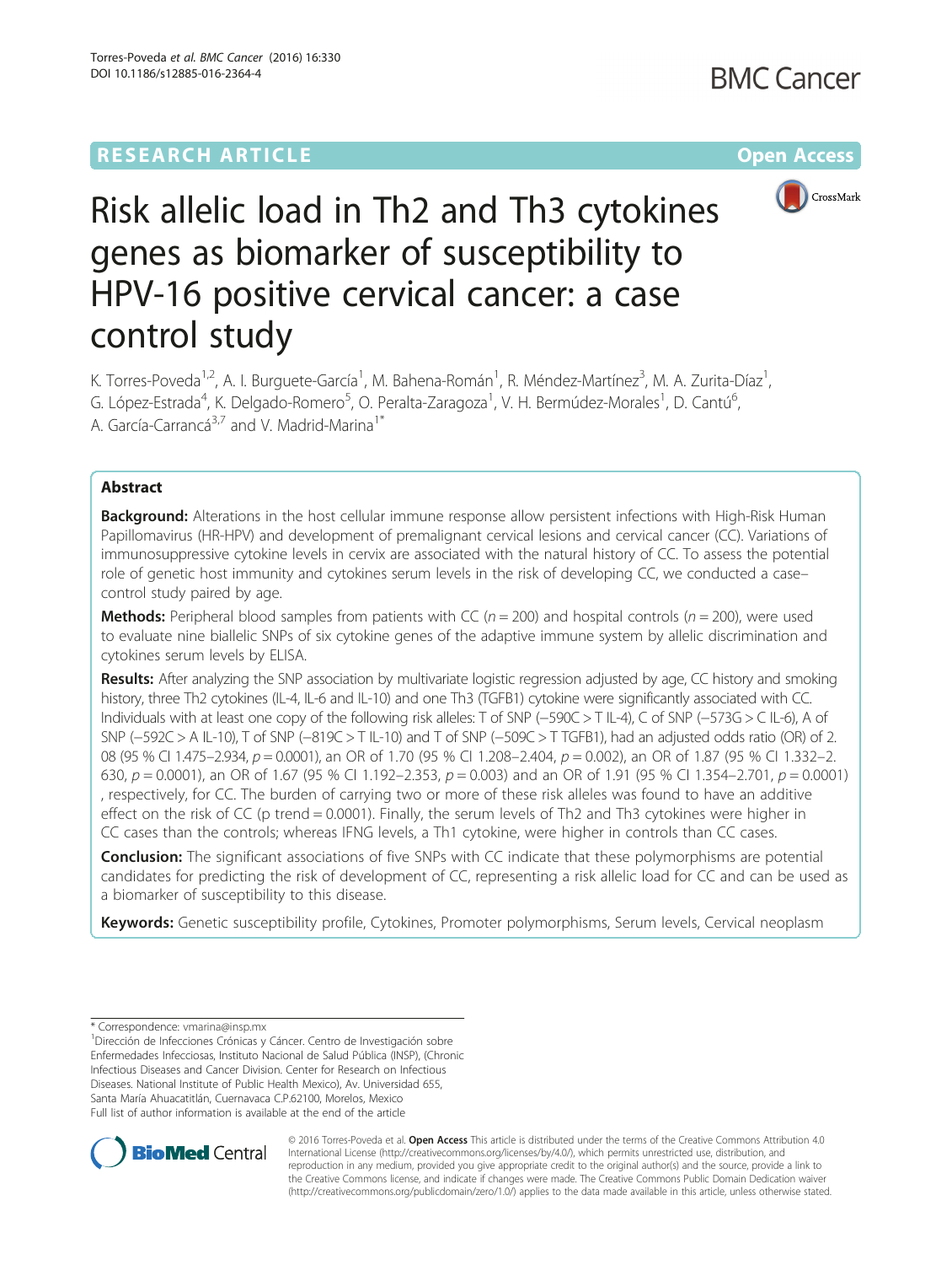RESEARCH ARTICLE Open Access

# Risk allelic load in Th2 and Th3 cytokines genes as biomarker of susceptibility to HPV-16 positive cervical cancer: a case control study

K. Torres-Poveda[1,2], A. I. Burguete-García[1], M. Bahena-Román[1], R. Méndez-Martínez[3], M. A. Zurita-Díaz[1], G. López-Estrada[4], K. Delgado-Romero[5], O. Peralta-Zaragoza[1], V. H. Bermúdez-Morales[1], D. Cantú[6], A. García-Carrancá[3,7] and V. Madrid-Marina[1*]

## Abstract

**Background:** Alterations in the host cellular immune response allow persistent infections with High-Risk Human Papillomavirus (HR-HPV) and development of premalignant cervical lesions and cervical cancer (CC). Variations of immunosuppressive cytokine levels in cervix are associated with the natural history of CC. To assess the potential role of genetic host immunity and cytokines serum levels in the risk of developing CC, we conducted a case–control study paired by age.

**Methods:** Peripheral blood samples from patients with CC ($n = 200$) and hospital controls ($n = 200$), were used to evaluate nine biallelic SNPs of six cytokine genes of the adaptive immune system by allelic discrimination and cytokines serum levels by ELISA.

**Results:** After analyzing the SNP association by multivariate logistic regression adjusted by age, CC history and smoking history, three Th2 cytokines (IL-4, IL-6 and IL-10) and one Th3 (TGFB1) cytokine were significantly associated with CC. Individuals with at least one copy of the following risk alleles: T of SNP (−590C > T IL-4), C of SNP (−573G > C IL-6), A of SNP (−592C > A IL-10), T of SNP (−819C > T IL-10) and T of SNP (−509C > T TGFB1), had an adjusted odds ratio (OR) of 2.08 (95 % CI 1.475–2.934, $p = 0.0001$), an OR of 1.70 (95 % CI 1.208–2.404, $p = 0.002$), an OR of 1.87 (95 % CI 1.332–2.630, $p = 0.0001$), an OR of 1.67 (95 % CI 1.192–2.353, $p = 0.003$) and an OR of 1.91 (95 % CI 1.354–2.701, $p = 0.0001$), respectively, for CC. The burden of carrying two or more of these risk alleles was found to have an additive effect on the risk of CC (p trend = 0.0001). Finally, the serum levels of Th2 and Th3 cytokines were higher in CC cases than the controls; whereas IFNG levels, a Th1 cytokine, were higher in controls than CC cases.

**Conclusion:** The significant associations of five SNPs with CC indicate that these polymorphisms are potential candidates for predicting the risk of development of CC, representing a risk allelic load for CC and can be used as a biomarker of susceptibility to this disease.

**Keywords:** Genetic susceptibility profile, Cytokines, Promoter polymorphisms, Serum levels, Cervical neoplasm

* Correspondence: vmarina@insp.mx
[1]Dirección de Infecciones Crónicas y Cáncer. Centro de Investigación sobre Enfermedades Infecciosas, Instituto Nacional de Salud Pública (INSP), (Chronic Infectious Diseases and Cancer Division. Center for Research on Infectious Diseases. National Institute of Public Health Mexico), Av. Universidad 655, Santa María Ahuacatitlán, Cuernavaca C.P.62100, Morelos, Mexico
Full list of author information is available at the end of the article

© 2016 Torres-Poveda et al. **Open Access** This article is distributed under the terms of the Creative Commons Attribution 4.0 International License (http://creativecommons.org/licenses/by/4.0/), which permits unrestricted use, distribution, and reproduction in any medium, provided you give appropriate credit to the original author(s) and the source, provide a link to the Creative Commons license, and indicate if changes were made. The Creative Commons Public Domain Dedication waiver (http://creativecommons.org/publicdomain/zero/1.0/) applies to the data made available in this article, unless otherwise stated.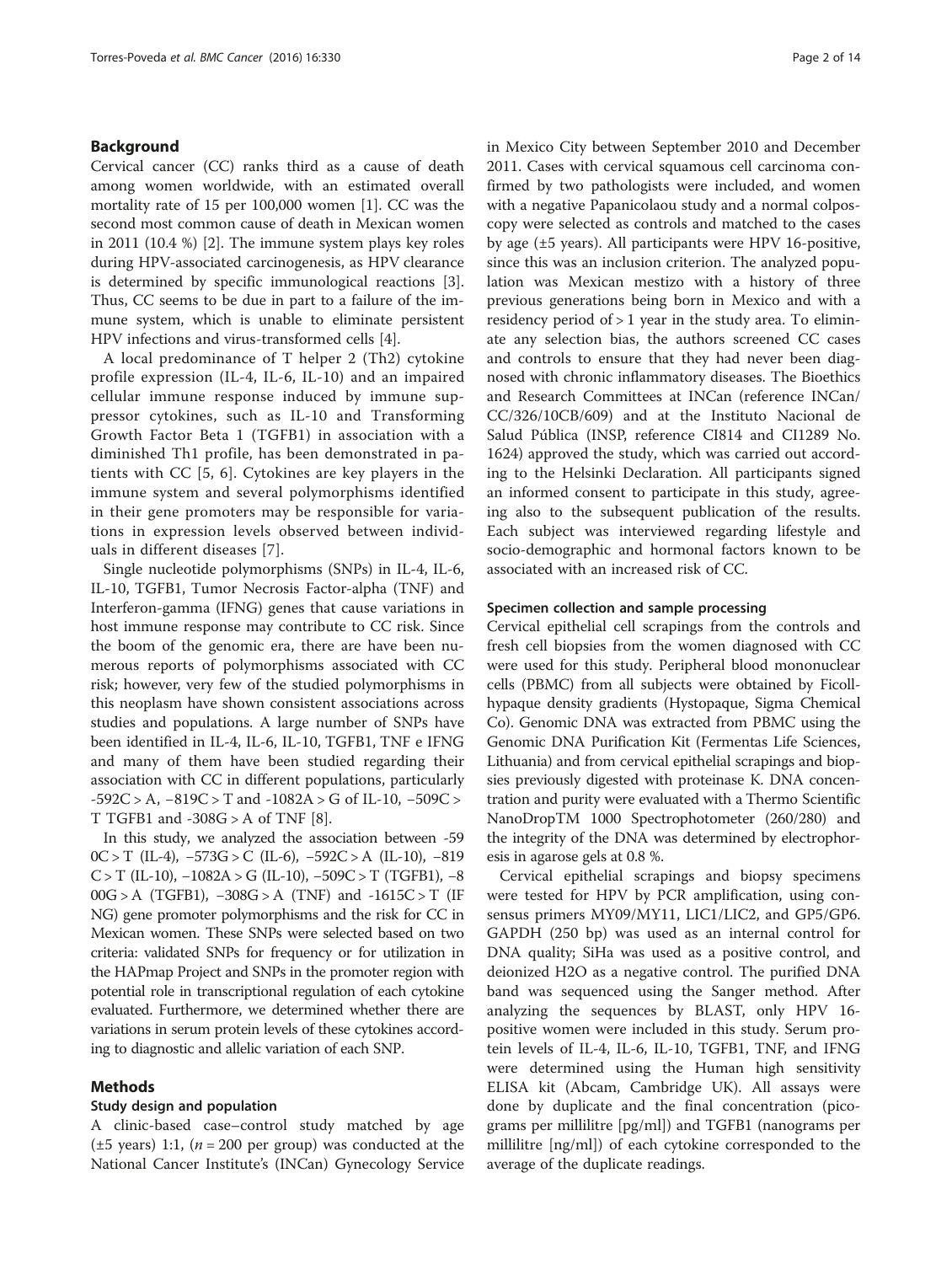## Background

Cervical cancer (CC) ranks third as a cause of death among women worldwide, with an estimated overall mortality rate of 15 per 100,000 women [1]. CC was the second most common cause of death in Mexican women in 2011 (10.4 %) [2]. The immune system plays key roles during HPV-associated carcinogenesis, as HPV clearance is determined by specific immunological reactions [3]. Thus, CC seems to be due in part to a failure of the immune system, which is unable to eliminate persistent HPV infections and virus-transformed cells [4].

A local predominance of T helper 2 (Th2) cytokine profile expression (IL-4, IL-6, IL-10) and an impaired cellular immune response induced by immune suppressor cytokines, such as IL-10 and Transforming Growth Factor Beta 1 (TGFB1) in association with a diminished Th1 profile, has been demonstrated in patients with CC [5, 6]. Cytokines are key players in the immune system and several polymorphisms identified in their gene promoters may be responsible for variations in expression levels observed between individuals in different diseases [7].

Single nucleotide polymorphisms (SNPs) in IL-4, IL-6, IL-10, TGFB1, Tumor Necrosis Factor-alpha (TNF) and Interferon-gamma (IFNG) genes that cause variations in host immune response may contribute to CC risk. Since the boom of the genomic era, there are have been numerous reports of polymorphisms associated with CC risk; however, very few of the studied polymorphisms in this neoplasm have shown consistent associations across studies and populations. A large number of SNPs have been identified in IL-4, IL-6, IL-10, TGFB1, TNF e IFNG and many of them have been studied regarding their association with CC in different populations, particularly -592C > A, −819C > T and -1082A > G of IL-10, −509C > T TGFB1 and -308G > A of TNF [8].

In this study, we analyzed the association between -590C > T (IL-4), −573G > C (IL-6), −592C > A (IL-10), −819C > T (IL-10), −1082A > G (IL-10), −509C > T (TGFB1), −800G > A (TGFB1), −308G > A (TNF) and -1615C > T (IFNG) gene promoter polymorphisms and the risk for CC in Mexican women. These SNPs were selected based on two criteria: validated SNPs for frequency or for utilization in the HAPmap Project and SNPs in the promoter region with potential role in transcriptional regulation of each cytokine evaluated. Furthermore, we determined whether there are variations in serum protein levels of these cytokines according to diagnostic and allelic variation of each SNP.

## Methods

### Study design and population

A clinic-based case–control study matched by age (±5 years) 1:1, ($n = 200$ per group) was conducted at the National Cancer Institute's (INCan) Gynecology Service in Mexico City between September 2010 and December 2011. Cases with cervical squamous cell carcinoma confirmed by two pathologists were included, and women with a negative Papanicolaou study and a normal colposcopy were selected as controls and matched to the cases by age (±5 years). All participants were HPV 16-positive, since this was an inclusion criterion. The analyzed population was Mexican mestizo with a history of three previous generations being born in Mexico and with a residency period of > 1 year in the study area. To eliminate any selection bias, the authors screened CC cases and controls to ensure that they had never been diagnosed with chronic inflammatory diseases. The Bioethics and Research Committees at INCan (reference INCan/CC/326/10CB/609) and at the Instituto Nacional de Salud Pública (INSP, reference CI814 and CI1289 No. 1624) approved the study, which was carried out according to the Helsinki Declaration. All participants signed an informed consent to participate in this study, agreeing also to the subsequent publication of the results. Each subject was interviewed regarding lifestyle and socio-demographic and hormonal factors known to be associated with an increased risk of CC.

### Specimen collection and sample processing

Cervical epithelial cell scrapings from the controls and fresh cell biopsies from the women diagnosed with CC were used for this study. Peripheral blood mononuclear cells (PBMC) from all subjects were obtained by Ficoll-hypaque density gradients (Hystopaque, Sigma Chemical Co). Genomic DNA was extracted from PBMC using the Genomic DNA Purification Kit (Fermentas Life Sciences, Lithuania) and from cervical epithelial scrapings and biopsies previously digested with proteinase K. DNA concentration and purity were evaluated with a Thermo Scientific NanoDropTM 1000 Spectrophotometer (260/280) and the integrity of the DNA was determined by electrophoresis in agarose gels at 0.8 %.

Cervical epithelial scrapings and biopsy specimens were tested for HPV by PCR amplification, using consensus primers MY09/MY11, LIC1/LIC2, and GP5/GP6. GAPDH (250 bp) was used as an internal control for DNA quality; SiHa was used as a positive control, and deionized $H_2O$ as a negative control. The purified DNA band was sequenced using the Sanger method. After analyzing the sequences by BLAST, only HPV 16-positive women were included in this study. Serum protein levels of IL-4, IL-6, IL-10, TGFB1, TNF, and IFNG were determined using the Human high sensitivity ELISA kit (Abcam, Cambridge UK). All assays were done by duplicate and the final concentration (picograms per millilitre [pg/ml]) and TGFB1 (nanograms per millilitre [ng/ml]) of each cytokine corresponded to the average of the duplicate readings.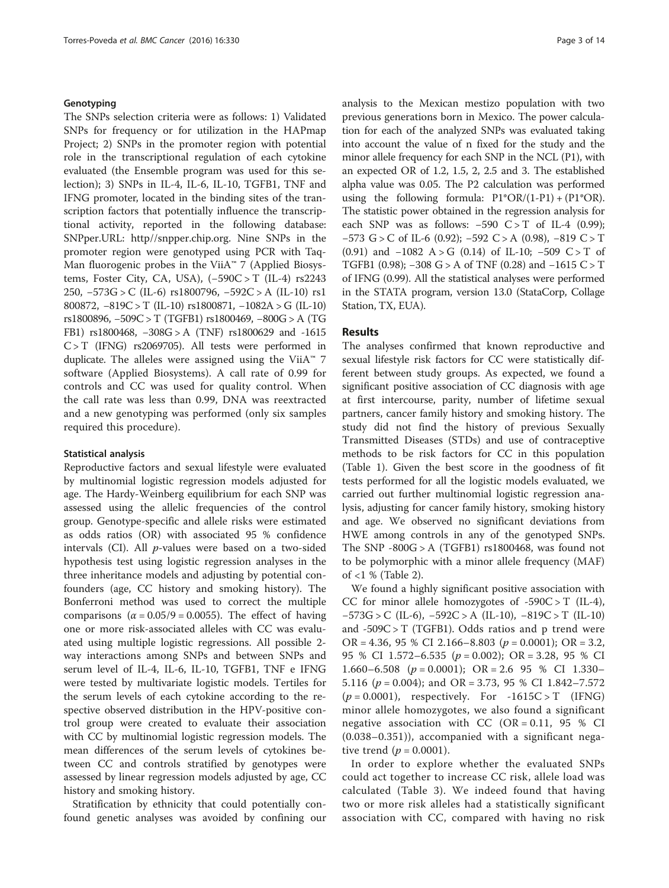#### Genotyping

The SNPs selection criteria were as follows: 1) Validated SNPs for frequency or for utilization in the HAPmap Project; 2) SNPs in the promoter region with potential role in the transcriptional regulation of each cytokine evaluated (the Ensemble program was used for this selection); 3) SNPs in IL-4, IL-6, IL-10, TGFB1, TNF and IFNG promoter, located in the binding sites of the transcription factors that potentially influence the transcriptional activity, reported in the following database: SNPper.URL: http//snpper.chip.org. Nine SNPs in the promoter region were genotyped using PCR with TaqMan fluorogenic probes in the ViiA™ 7 (Applied Biosystems, Foster City, CA, USA), (−590C > T (IL-4) rs2243250, −573G > C (IL-6) rs1800796, −592C > A (IL-10) rs1800872, −819C > T (IL-10) rs1800871, −1082A > G (IL-10) rs1800896, −509C > T (TGFB1) rs1800469, −800G > A (TGFB1) rs1800468, −308G > A (TNF) rs1800629 and -1615 C > T (IFNG) rs2069705). All tests were performed in duplicate. The alleles were assigned using the ViiA™ 7 software (Applied Biosystems). A call rate of 0.99 for controls and CC was used for quality control. When the call rate was less than 0.99, DNA was reextracted and a new genotyping was performed (only six samples required this procedure).

#### Statistical analysis

Reproductive factors and sexual lifestyle were evaluated by multinomial logistic regression models adjusted for age. The Hardy-Weinberg equilibrium for each SNP was assessed using the allelic frequencies of the control group. Genotype-specific and allele risks were estimated as odds ratios (OR) with associated 95 % confidence intervals (CI). All *p*-values were based on a two-sided hypothesis test using logistic regression analyses in the three inheritance models and adjusting by potential confounders (age, CC history and smoking history). The Bonferroni method was used to correct the multiple comparisons ($\alpha = 0.05/9 = 0.0055$). The effect of having one or more risk-associated alleles with CC was evaluated using multiple logistic regressions. All possible 2-way interactions among SNPs and between SNPs and serum level of IL-4, IL-6, IL-10, TGFB1, TNF e IFNG were tested by multivariate logistic models. Tertiles for the serum levels of each cytokine according to the respective observed distribution in the HPV-positive control group were created to evaluate their association with CC by multinomial logistic regression models. The mean differences of the serum levels of cytokines between CC and controls stratified by genotypes were assessed by linear regression models adjusted by age, CC history and smoking history.

Stratification by ethnicity that could potentially confound genetic analyses was avoided by confining our analysis to the Mexican mestizo population with two previous generations born in Mexico. The power calculation for each of the analyzed SNPs was evaluated taking into account the value of n fixed for the study and the minor allele frequency for each SNP in the NCL (P1), with an expected OR of 1.2, 1.5, 2, 2.5 and 3. The established alpha value was 0.05. The P2 calculation was performed using the following formula: $P1*OR/(1-P1) + (P1*OR)$. The statistic power obtained in the regression analysis for each SNP was as follows: −590 C > T of IL-4 (0.99); −573 G > C of IL-6 (0.92); −592 C > A (0.98), −819 C > T (0.91) and −1082 A > G (0.14) of IL-10; −509 C > T of TGFB1 (0.98); −308 G > A of TNF (0.28) and −1615 C > T of IFNG (0.99). All the statistical analyses were performed in the STATA program, version 13.0 (StataCorp, Collage Station, TX, EUA).

## Results

The analyses confirmed that known reproductive and sexual lifestyle risk factors for CC were statistically different between study groups. As expected, we found a significant positive association of CC diagnosis with age at first intercourse, parity, number of lifetime sexual partners, cancer family history and smoking history. The study did not find the history of previous Sexually Transmitted Diseases (STDs) and use of contraceptive methods to be risk factors for CC in this population (Table 1). Given the best score in the goodness of fit tests performed for all the logistic models evaluated, we carried out further multinomial logistic regression analysis, adjusting for cancer family history, smoking history and age. We observed no significant deviations from HWE among controls in any of the genotyped SNPs. The SNP -800G > A (TGFB1) rs1800468, was found not to be polymorphic with a minor allele frequency (MAF) of <1 % (Table 2).

We found a highly significant positive association with CC for minor allele homozygotes of -590C > T (IL-4), −573G > C (IL-6), −592C > A (IL-10), −819C > T (IL-10) and -509C > T (TGFB1). Odds ratios and p trend were OR = 4.36, 95 % CI 2.166–8.803 ($p = 0.0001$); OR = 3.2, 95 % CI 1.572–6.535 ($p = 0.002$); OR = 3.28, 95 % CI 1.660–6.508 ($p = 0.0001$); OR = 2.6 95 % CI 1.330–5.116 ($p = 0.004$); and OR = 3.73, 95 % CI 1.842–7.572 ($p = 0.0001$), respectively. For -1615C > T (IFNG) minor allele homozygotes, we also found a significant negative association with CC (OR = 0.11, 95 % CI (0.038–0.351)), accompanied with a significant negative trend ($p = 0.0001$).

In order to explore whether the evaluated SNPs could act together to increase CC risk, allele load was calculated (Table 3). We indeed found that having two or more risk alleles had a statistically significant association with CC, compared with having no risk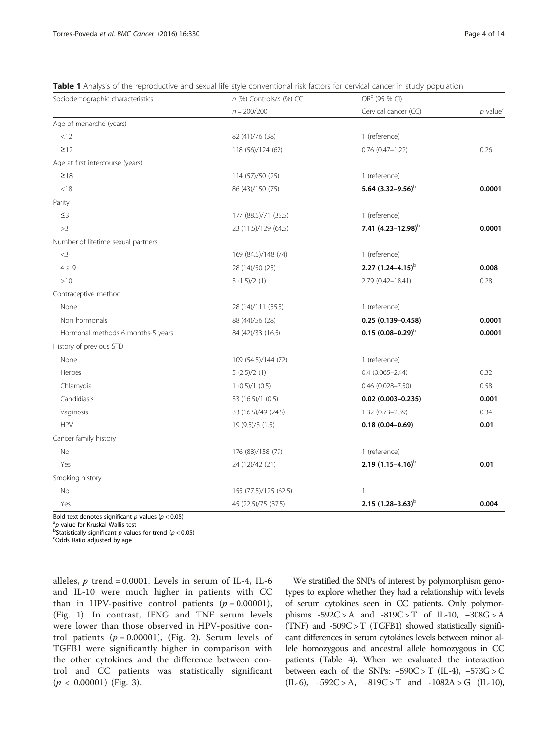**Table 1** Analysis of the reproductive and sexual life style conventional risk factors for cervical cancer in study population

| Sociodemographic characteristics | *n* (%) Controls/*n* (%) CC | OR[c] (95 % CI) | |
|---|---|---|---|
| | *n* = 200/200 | Cervical cancer (CC) | *p* value[a] |
| Age of menarche (years) | | | |
| <12 | 82 (41)/76 (38) | 1 (reference) | |
| ≥12 | 118 (56)/124 (62) | 0.76 (0.47–1.22) | 0.26 |
| Age at first intercourse (years) | | | |
| ≥18 | 114 (57)/50 (25) | 1 (reference) | |
| <18 | 86 (43)/150 (75) | **5.64 (3.32–9.56)**[b] | **0.0001** |
| Parity | | | |
| ≤3 | 177 (88.5)/71 (35.5) | 1 (reference) | |
| >3 | 23 (11.5)/129 (64.5) | **7.41 (4.23–12.98)**[b] | **0.0001** |
| Number of lifetime sexual partners | | | |
| <3 | 169 (84.5)/148 (74) | 1 (reference) | |
| 4 a 9 | 28 (14)/50 (25) | **2.27 (1.24–4.15)**[b] | **0.008** |
| >10 | 3 (1.5)/2 (1) | 2.79 (0.42–18.41) | 0.28 |
| Contraceptive method | | | |
| None | 28 (14)/111 (55.5) | 1 (reference) | |
| Non hormonals | 88 (44)/56 (28) | **0.25 (0.139–0.458)** | **0.0001** |
| Hormonal methods 6 months-5 years | 84 (42)/33 (16.5) | **0.15 (0.08–0.29)**[b] | **0.0001** |
| History of previous STD | | | |
| None | 109 (54.5)/144 (72) | 1 (reference) | |
| Herpes | 5 (2.5)/2 (1) | 0.4 (0.065–2.44) | 0.32 |
| Chlamydia | 1 (0.5)/1 (0.5) | 0.46 (0.028–7.50) | 0.58 |
| Candidiasis | 33 (16.5)/1 (0.5) | **0.02 (0.003–0.235)** | **0.001** |
| Vaginosis | 33 (16.5)/49 (24.5) | 1.32 (0.73–2.39) | 0.34 |
| HPV | 19 (9.5)/3 (1.5) | **0.18 (0.04–0.69)** | **0.01** |
| Cancer family history | | | |
| No | 176 (88)/158 (79) | 1 (reference) | |
| Yes | 24 (12)/42 (21) | **2.19 (1.15–4.16)**[b] | **0.01** |
| Smoking history | | | |
| No | 155 (77.5)/125 (62.5) | 1 | |
| Yes | 45 (22.5)/75 (37.5) | **2.15 (1.28–3.63)**[b] | **0.004** |

Bold text denotes significant *p* values ($p < 0.05$)
[a] *p* value for Kruskal-Wallis test
[b] Statistically significant *p* values for trend ($p < 0.05$)
[c] Odds Ratio adjusted by age

alleles, $p$ trend = 0.0001. Levels in serum of IL-4, IL-6 and IL-10 were much higher in patients with CC than in HPV-positive control patients ($p = 0.00001$), (Fig. 1). In contrast, IFNG and TNF serum levels were lower than those observed in HPV-positive control patients ($p = 0.00001$), (Fig. 2). Serum levels of TGFB1 were significantly higher in comparison with the other cytokines and the difference between control and CC patients was statistically significant ($p < 0.00001$) (Fig. 3).

We stratified the SNPs of interest by polymorphism genotypes to explore whether they had a relationship with levels of serum cytokines seen in CC patients. Only polymorphisms -592C > A and -819C > T of IL-10, −308G > A (TNF) and -509C > T (TGFB1) showed statistically significant differences in serum cytokines levels between minor allele homozygous and ancestral allele homozygous in CC patients (Table 4). When we evaluated the interaction between each of the SNPs: −590C > T (IL-4), −573G > C (IL-6), −592C > A, −819C > T and -1082A > G (IL-10),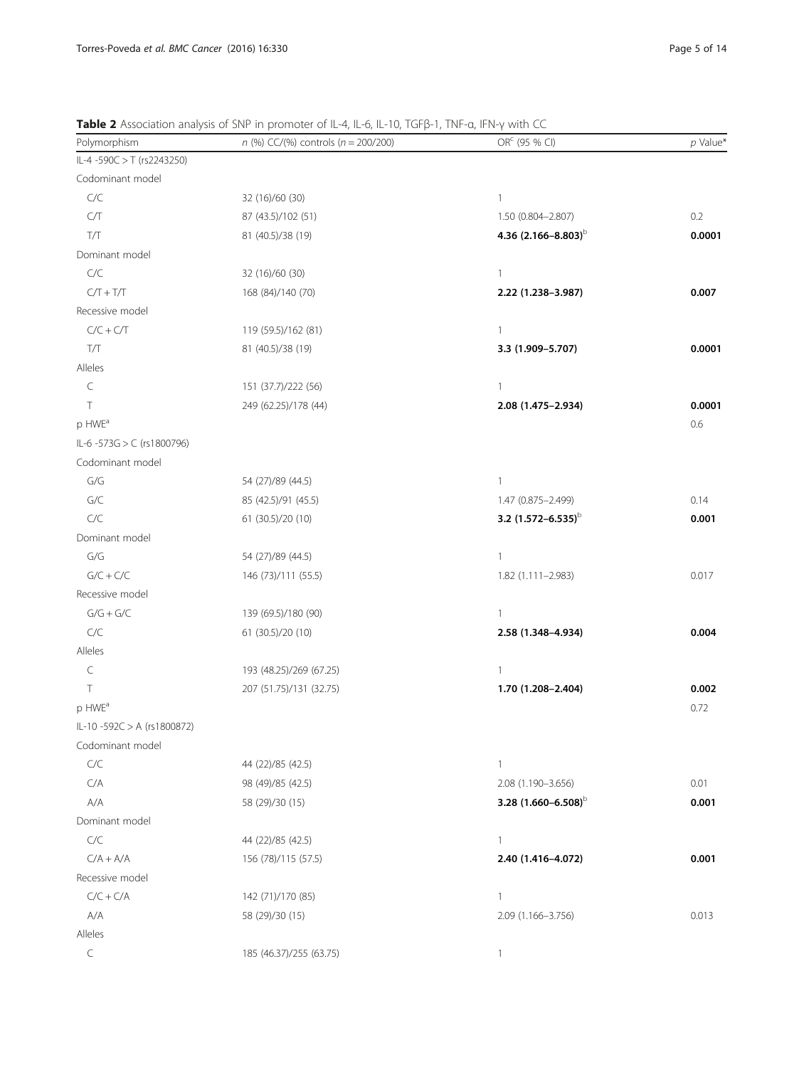**Table 2** Association analysis of SNP in promoter of IL-4, IL-6, IL-10, TGFβ-1, TNF-α, IFN-γ with CC

| Polymorphism | *n* (%) CC/(%) controls (*n* = 200/200) | OR[c] (95 % CI) | *p* Value* |
|---|---|---|---|
| IL-4 -590C > T (rs2243250) | | | |
| Codominant model | | | |
| C/C | 32 (16)/60 (30) | 1 | |
| C/T | 87 (43.5)/102 (51) | 1.50 (0.804–2.807) | 0.2 |
| T/T | 81 (40.5)/38 (19) | **4.36 (2.166–8.803)**[b] | **0.0001** |
| Dominant model | | | |
| C/C | 32 (16)/60 (30) | 1 | |
| C/T + T/T | 168 (84)/140 (70) | **2.22 (1.238–3.987)** | **0.007** |
| Recessive model | | | |
| C/C + C/T | 119 (59.5)/162 (81) | 1 | |
| T/T | 81 (40.5)/38 (19) | **3.3 (1.909–5.707)** | **0.0001** |
| Alleles | | | |
| C | 151 (37.7)/222 (56) | 1 | |
| T | 249 (62.25)/178 (44) | **2.08 (1.475–2.934)** | **0.0001** |
| p HWE[a] | | | 0.6 |
| IL-6 -573G > C (rs1800796) | | | |
| Codominant model | | | |
| G/G | 54 (27)/89 (44.5) | 1 | |
| G/C | 85 (42.5)/91 (45.5) | 1.47 (0.875–2.499) | 0.14 |
| C/C | 61 (30.5)/20 (10) | **3.2 (1.572–6.535)**[b] | **0.001** |
| Dominant model | | | |
| G/G | 54 (27)/89 (44.5) | 1 | |
| G/C + C/C | 146 (73)/111 (55.5) | 1.82 (1.111–2.983) | 0.017 |
| Recessive model | | | |
| G/G + G/C | 139 (69.5)/180 (90) | 1 | |
| C/C | 61 (30.5)/20 (10) | **2.58 (1.348–4.934)** | **0.004** |
| Alleles | | | |
| C | 193 (48.25)/269 (67.25) | 1 | |
| T | 207 (51.75)/131 (32.75) | **1.70 (1.208–2.404)** | **0.002** |
| p HWE[a] | | | 0.72 |
| IL-10 -592C > A (rs1800872) | | | |
| Codominant model | | | |
| C/C | 44 (22)/85 (42.5) | 1 | |
| C/A | 98 (49)/85 (42.5) | 2.08 (1.190–3.656) | 0.01 |
| A/A | 58 (29)/30 (15) | **3.28 (1.660–6.508)**[b] | **0.001** |
| Dominant model | | | |
| C/C | 44 (22)/85 (42.5) | 1 | |
| C/A + A/A | 156 (78)/115 (57.5) | **2.40 (1.416–4.072)** | **0.001** |
| Recessive model | | | |
| C/C + C/A | 142 (71)/170 (85) | 1 | |
| A/A | 58 (29)/30 (15) | 2.09 (1.166–3.756) | 0.013 |
| Alleles | | | |
| C | 185 (46.37)/255 (63.75) | 1 | |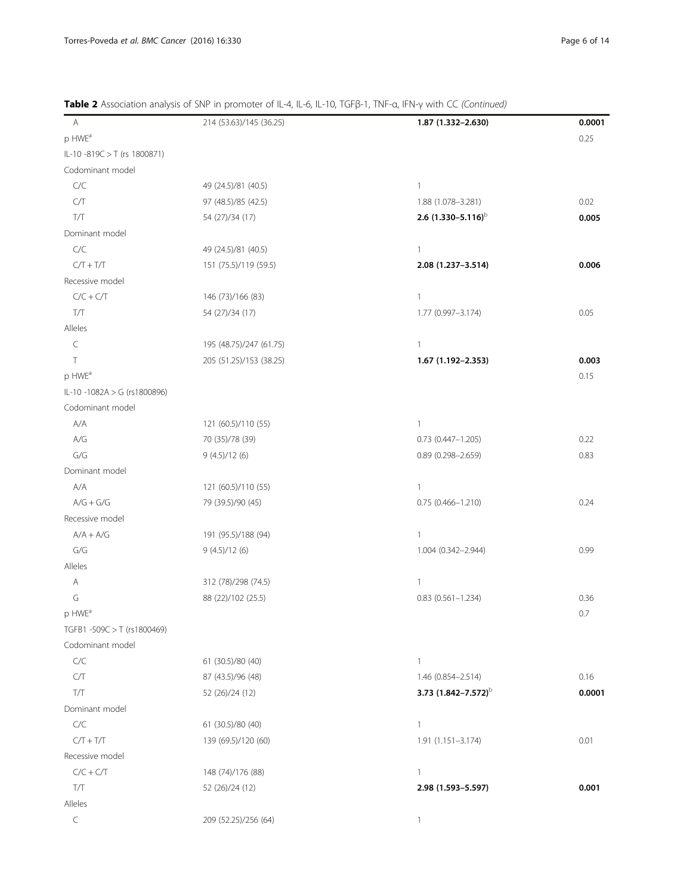**Table 2** Association analysis of SNP in promoter of IL-4, IL-6, IL-10, TGFβ-1, TNF-α, IFN-γ with CC *(Continued)*

| | | | |
|---|---|---|---|
| A | 214 (53.63)/145 (36.25) | **1.87 (1.332–2.630)** | **0.0001** |
| p HWE[a] | | | 0.25 |
| IL-10 -819C > T (rs 1800871) | | | |
| Codominant model | | | |
| C/C | 49 (24.5)/81 (40.5) | 1 | |
| C/T | 97 (48.5)/85 (42.5) | 1.88 (1.078–3.281) | 0.02 |
| T/T | 54 (27)/34 (17) | **2.6 (1.330–5.116)**[b] | **0.005** |
| Dominant model | | | |
| C/C | 49 (24.5)/81 (40.5) | 1 | |
| C/T + T/T | 151 (75.5)/119 (59.5) | **2.08 (1.237–3.514)** | **0.006** |
| Recessive model | | | |
| C/C + C/T | 146 (73)/166 (83) | 1 | |
| T/T | 54 (27)/34 (17) | 1.77 (0.997–3.174) | 0.05 |
| Alleles | | | |
| C | 195 (48.75)/247 (61.75) | 1 | |
| T | 205 (51.25)/153 (38.25) | **1.67 (1.192–2.353)** | **0.003** |
| p HWE[a] | | | 0.15 |
| IL-10 -1082A > G (rs1800896) | | | |
| Codominant model | | | |
| A/A | 121 (60.5)/110 (55) | 1 | |
| A/G | 70 (35)/78 (39) | 0.73 (0.447–1.205) | 0.22 |
| G/G | 9 (4.5)/12 (6) | 0.89 (0.298–2.659) | 0.83 |
| Dominant model | | | |
| A/A | 121 (60.5)/110 (55) | 1 | |
| A/G + G/G | 79 (39.5)/90 (45) | 0.75 (0.466–1.210) | 0.24 |
| Recessive model | | | |
| A/A + A/G | 191 (95.5)/188 (94) | 1 | |
| G/G | 9 (4.5)/12 (6) | 1.004 (0.342–2.944) | 0.99 |
| Alleles | | | |
| A | 312 (78)/298 (74.5) | 1 | |
| G | 88 (22)/102 (25.5) | 0.83 (0.561–1.234) | 0.36 |
| p HWE[a] | | | 0.7 |
| TGFB1 -509C > T (rs1800469) | | | |
| Codominant model | | | |
| C/C | 61 (30.5)/80 (40) | 1 | |
| C/T | 87 (43.5)/96 (48) | 1.46 (0.854–2.514) | 0.16 |
| T/T | 52 (26)/24 (12) | **3.73 (1.842–7.572)**[b] | **0.0001** |
| Dominant model | | | |
| C/C | 61 (30.5)/80 (40) | 1 | |
| C/T + T/T | 139 (69.5)/120 (60) | 1.91 (1.151–3.174) | 0.01 |
| Recessive model | | | |
| C/C + C/T | 148 (74)/176 (88) | 1 | |
| T/T | 52 (26)/24 (12) | **2.98 (1.593–5.597)** | **0.001** |
| Alleles | | | |
| C | 209 (52.25)/256 (64) | 1 | |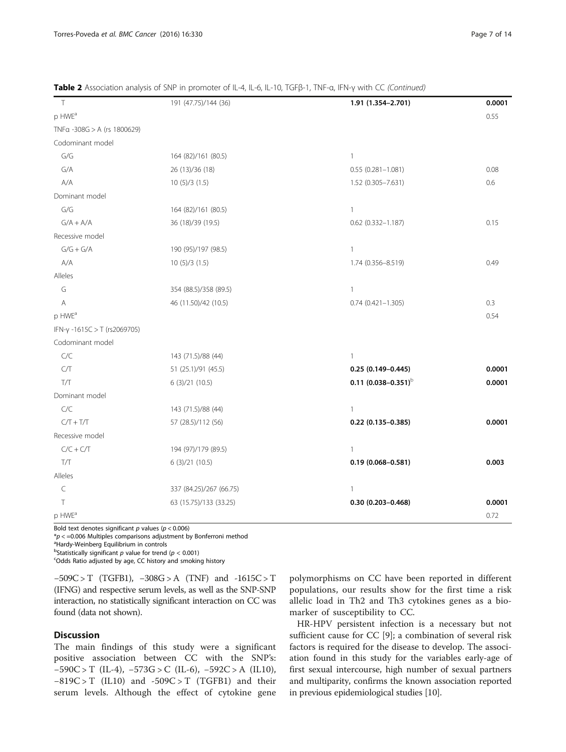**Table 2** Association analysis of SNP in promoter of IL-4, IL-6, IL-10, TGFβ-1, TNF-α, IFN-γ with CC *(Continued)*

| | | | |
|---|---|---|---|
| T | 191 (47.75)/144 (36) | **1.91 (1.354–2.701)** | **0.0001** |
| p HWE[a] | | | 0.55 |
| TNFα -308G > A (rs 1800629) | | | |
| Codominant model | | | |
| G/G | 164 (82)/161 (80.5) | 1 | |
| G/A | 26 (13)/36 (18) | 0.55 (0.281–1.081) | 0.08 |
| A/A | 10 (5)/3 (1.5) | 1.52 (0.305–7.631) | 0.6 |
| Dominant model | | | |
| G/G | 164 (82)/161 (80.5) | 1 | |
| G/A + A/A | 36 (18)/39 (19.5) | 0.62 (0.332–1.187) | 0.15 |
| Recessive model | | | |
| G/G + G/A | 190 (95)/197 (98.5) | 1 | |
| A/A | 10 (5)/3 (1.5) | 1.74 (0.356–8.519) | 0.49 |
| Alleles | | | |
| G | 354 (88.5)/358 (89.5) | 1 | |
| A | 46 (11.50)/42 (10.5) | 0.74 (0.421–1.305) | 0.3 |
| p HWE[a] | | | 0.54 |
| IFN-γ -1615C > T (rs2069705) | | | |
| Codominant model | | | |
| C/C | 143 (71.5)/88 (44) | 1 | |
| C/T | 51 (25.1)/91 (45.5) | **0.25 (0.149–0.445)** | **0.0001** |
| T/T | 6 (3)/21 (10.5) | **0.11 (0.038–0.351)**[b] | **0.0001** |
| Dominant model | | | |
| C/C | 143 (71.5)/88 (44) | 1 | |
| C/T + T/T | 57 (28.5)/112 (56) | **0.22 (0.135–0.385)** | **0.0001** |
| Recessive model | | | |
| C/C + C/T | 194 (97)/179 (89.5) | 1 | |
| T/T | 6 (3)/21 (10.5) | **0.19 (0.068–0.581)** | **0.003** |
| Alleles | | | |
| C | 337 (84.25)/267 (66.75) | 1 | |
| T | 63 (15.75)/133 (33.25) | **0.30 (0.203–0.468)** | **0.0001** |
| p HWE[a] | | | 0.72 |

Bold text denotes significant *p* values ($p < 0.006$)
*$p <= 0.006$ Multiples comparisons adjustment by Bonferroni method
[a]Hardy-Weinberg Equilibrium in controls
[b]Statistically significant *p* value for trend ($p < 0.001$)
[c]Odds Ratio adjusted by age, CC history and smoking history

−509C > T (TGFB1), −308G > A (TNF) and -1615C > T (IFNG) and respective serum levels, as well as the SNP-SNP interaction, no statistically significant interaction on CC was found (data not shown).

## Discussion

The main findings of this study were a significant positive association between CC with the SNP's: −590C > T (IL-4), −573G > C (IL-6), −592C > A (IL10), −819C > T (IL10) and -509C > T (TGFB1) and their serum levels. Although the effect of cytokine gene polymorphisms on CC have been reported in different populations, our results show for the first time a risk allelic load in Th2 and Th3 cytokines genes as a biomarker of susceptibility to CC.

HR-HPV persistent infection is a necessary but not sufficient cause for CC [9]; a combination of several risk factors is required for the disease to develop. The association found in this study for the variables early-age of first sexual intercourse, high number of sexual partners and multiparity, confirms the known association reported in previous epidemiological studies [10].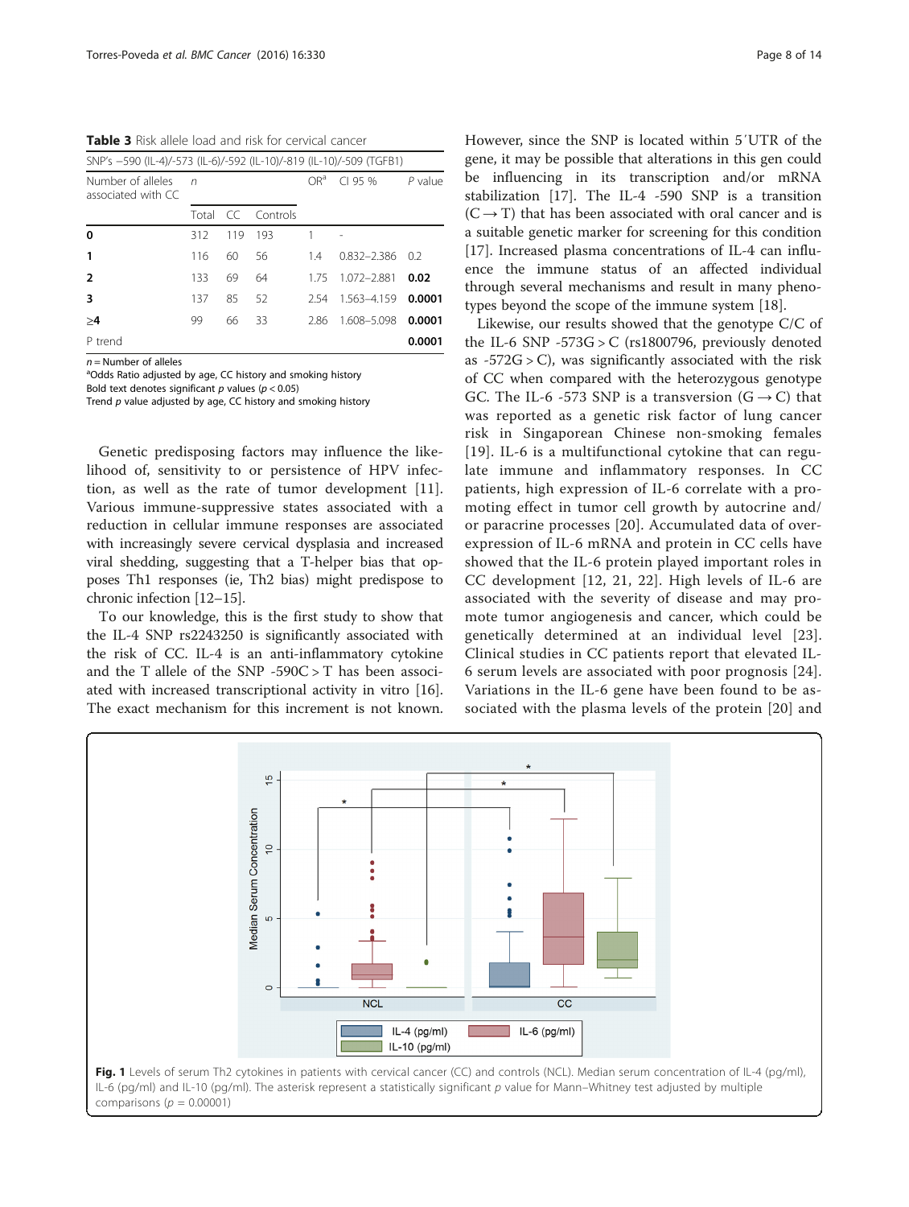**Table 3** Risk allele load and risk for cervical cancer

| SNP's −590 (IL-4)/-573 (IL-6)/-592 (IL-10)/-819 (IL-10)/-509 (TGFB1) | | | | | | |
|---|---|---|---|---|---|---|
| Number of alleles associated with CC | *n* | | | OR[a] | CI 95 % | *P* value |
| | Total | CC | Controls | | | |
| **0** | 312 | 119 | 193 | 1 | - | |
| **1** | 116 | 60 | 56 | 1.4 | 0.832–2.386 | 0.2 |
| **2** | 133 | 69 | 64 | 1.75 | 1.072–2.881 | **0.02** |
| **3** | 137 | 85 | 52 | 2.54 | 1.563–4.159 | **0.0001** |
| **≥4** | 99 | 66 | 33 | 2.86 | 1.608–5.098 | **0.0001** |
| P trend | | | | | | **0.0001** |

*n* = Number of alleles
[a]Odds Ratio adjusted by age, CC history and smoking history
Bold text denotes significant *p* values ($p < 0.05$)
Trend *p* value adjusted by age, CC history and smoking history

Genetic predisposing factors may influence the likelihood of, sensitivity to or persistence of HPV infection, as well as the rate of tumor development [11]. Various immune-suppressive states associated with a reduction in cellular immune responses are associated with increasingly severe cervical dysplasia and increased viral shedding, suggesting that a T-helper bias that opposes Th1 responses (ie, Th2 bias) might predispose to chronic infection [12–15].

To our knowledge, this is the first study to show that the IL-4 SNP rs2243250 is significantly associated with the risk of CC. IL-4 is an anti-inflammatory cytokine and the T allele of the SNP -590C > T has been associated with increased transcriptional activity in vitro [16]. The exact mechanism for this increment is not known. However, since the SNP is located within 5´UTR of the gene, it may be possible that alterations in this gen could be influencing in its transcription and/or mRNA stabilization [17]. The IL-4 -590 SNP is a transition (C → T) that has been associated with oral cancer and is a suitable genetic marker for screening for this condition [17]. Increased plasma concentrations of IL-4 can influence the immune status of an affected individual through several mechanisms and result in many phenotypes beyond the scope of the immune system [18].

Likewise, our results showed that the genotype C/C of the IL-6 SNP -573G > C (rs1800796, previously denoted as -572G > C), was significantly associated with the risk of CC when compared with the heterozygous genotype GC. The IL-6 -573 SNP is a transversion (G → C) that was reported as a genetic risk factor of lung cancer risk in Singaporean Chinese non-smoking females [19]. IL-6 is a multifunctional cytokine that can regulate immune and inflammatory responses. In CC patients, high expression of IL-6 correlate with a promoting effect in tumor cell growth by autocrine and/or paracrine processes [20]. Accumulated data of overexpression of IL-6 mRNA and protein in CC cells have showed that the IL-6 protein played important roles in CC development [12, 21, 22]. High levels of IL-6 are associated with the severity of disease and may promote tumor angiogenesis and cancer, which could be genetically determined at an individual level [23]. Clinical studies in CC patients report that elevated IL-6 serum levels are associated with poor prognosis [24]. Variations in the IL-6 gene have been found to be associated with the plasma levels of the protein [20] and

**Fig. 1** Levels of serum Th2 cytokines in patients with cervical cancer (CC) and controls (NCL). Median serum concentration of IL-4 (pg/ml), IL-6 (pg/ml) and IL-10 (pg/ml). The asterisk represent a statistically significant *p* value for Mann–Whitney test adjusted by multiple comparisons ($p = 0.00001$)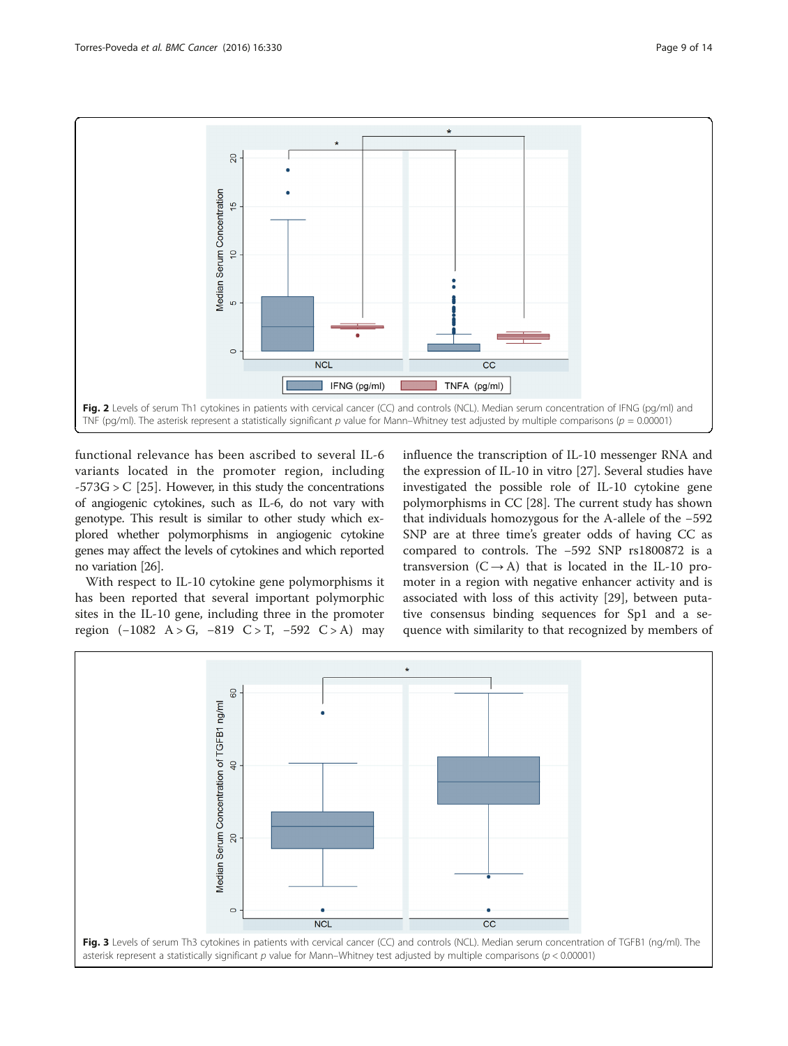Fig. 2 Levels of serum Th1 cytokines in patients with cervical cancer (CC) and controls (NCL). Median serum concentration of IFNG (pg/ml) and TNF (pg/ml). The asterisk represent a statistically significant $p$ value for Mann–Whitney test adjusted by multiple comparisons ($p = 0.00001$)

functional relevance has been ascribed to several IL-6 variants located in the promoter region, including -573G > C [25]. However, in this study the concentrations of angiogenic cytokines, such as IL-6, do not vary with genotype. This result is similar to other study which explored whether polymorphisms in angiogenic cytokine genes may affect the levels of cytokines and which reported no variation [26].

With respect to IL-10 cytokine gene polymorphisms it has been reported that several important polymorphic sites in the IL-10 gene, including three in the promoter region (−1082 A > G, −819 C > T, −592 C > A) may influence the transcription of IL-10 messenger RNA and the expression of IL-10 in vitro [27]. Several studies have investigated the possible role of IL-10 cytokine gene polymorphisms in CC [28]. The current study has shown that individuals homozygous for the A-allele of the −592 SNP are at three time's greater odds of having CC as compared to controls. The −592 SNP rs1800872 is a transversion (C → A) that is located in the IL-10 promoter in a region with negative enhancer activity and is associated with loss of this activity [29], between putative consensus binding sequences for Sp1 and a sequence with similarity to that recognized by members of

Fig. 3 Levels of serum Th3 cytokines in patients with cervical cancer (CC) and controls (NCL). Median serum concentration of TGFB1 (ng/ml). The asterisk represent a statistically significant $p$ value for Mann–Whitney test adjusted by multiple comparisons ($p < 0.00001$)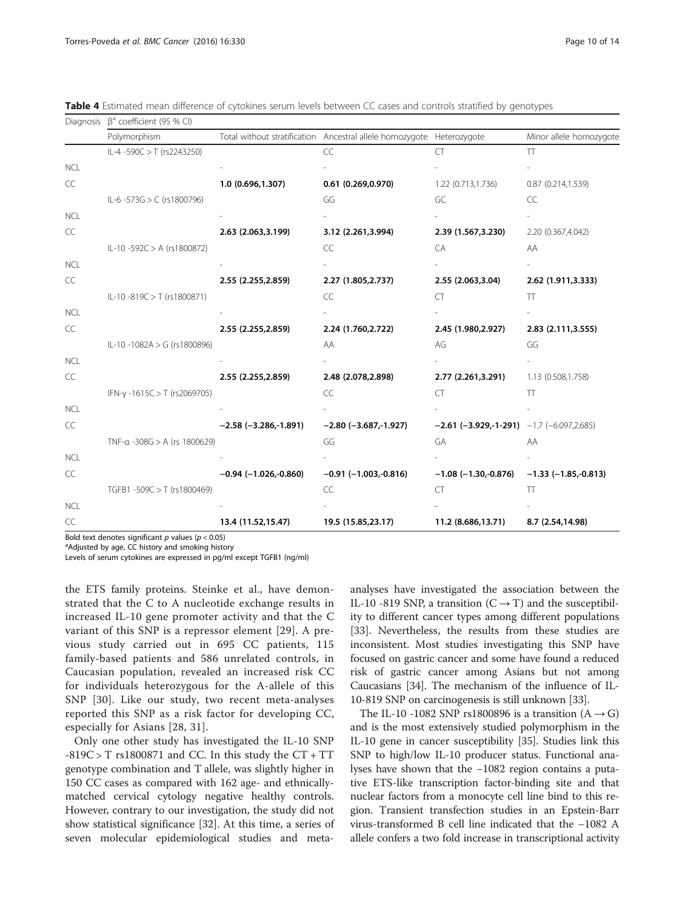**Table 4** Estimated mean difference of cytokines serum levels between CC cases and controls stratified by genotypes

| Diagnosis | $\beta^{a}$ coefficient (95 % CI) | | | | |
|---|---|---|---|---|---|
| | Polymorphism | Total without stratification | Ancestral allele homozygote | Heterozygote | Minor allele homozygote |
| | IL-4 -590C > T (rs2243250) | | CC | CT | TT |
| NCL | | - | - | - | - |
| CC | | **1.0 (0.696,1.307)** | **0.61 (0.269,0.970)** | 1.22 (0.713,1.736) | 0.87 (0.214,1.539) |
| | IL-6 -573G > C (rs1800796) | | GG | GC | CC |
| NCL | | - | - | - | - |
| CC | | **2.63 (2.063,3.199)** | **3.12 (2.261,3.994)** | **2.39 (1.567,3.230)** | 2.20 (0.367,4.042) |
| | IL-10 -592C > A (rs1800872) | | CC | CA | AA |
| NCL | | - | - | - | - |
| CC | | **2.55 (2.255,2.859)** | **2.27 (1.805,2.737)** | **2.55 (2.063,3.04)** | **2.62 (1.911,3.333)** |
| | IL-10 -819C > T (rs1800871) | | CC | CT | TT |
| NCL | | - | - | - | - |
| CC | | **2.55 (2.255,2.859)** | **2.24 (1.760,2.722)** | **2.45 (1.980,2.927)** | **2.83 (2.111,3.555)** |
| | IL-10 -1082A > G (rs1800896) | | AA | AG | GG |
| NCL | | - | - | - | - |
| CC | | **2.55 (2.255,2.859)** | **2.48 (2.078,2.898)** | **2.77 (2.261,3.291)** | 1.13 (0.508,1.758) |
| | IFN-γ -1615C > T (rs2069705) | | CC | CT | TT |
| NCL | | - | - | - | - |
| CC | | **−2.58 (−3.286,-1.891)** | **−2.80 (−3.687,-1.927)** | **−2.61 (−3.929,-1-291)** | −1.7 (−6.097,2.685) |
| | TNF-α -308G > A (rs 1800629) | | GG | GA | AA |
| NCL | | - | - | - | - |
| CC | | **−0.94 (−1.026,-0.860)** | **−0.91 (−1.003,-0.816)** | **−1.08 (−1.30,-0.876)** | **−1.33 (−1.85,-0.813)** |
| | TGFB1 -509C > T (rs1800469) | | CC | CT | TT |
| NCL | | - | - | - | - |
| CC | | **13.4 (11.52,15.47)** | **19.5 (15.85,23.17)** | **11.2 (8.686,13.71)** | **8.7 (2.54,14.98)** |

Bold text denotes significant p values ($p < 0.05$)

[a]Adjusted by age, CC history and smoking history

Levels of serum cytokines are expressed in pg/ml except TGFB1 (ng/ml)

the ETS family proteins. Steinke et al., have demonstrated that the C to A nucleotide exchange results in increased IL-10 gene promoter activity and that the C variant of this SNP is a repressor element [29]. A previous study carried out in 695 CC patients, 115 family-based patients and 586 unrelated controls, in Caucasian population, revealed an increased risk CC for individuals heterozygous for the A-allele of this SNP [30]. Like our study, two recent meta-analyses reported this SNP as a risk factor for developing CC, especially for Asians [28, 31].

Only one other study has investigated the IL-10 SNP -819C > T rs1800871 and CC. In this study the CT + TT genotype combination and T allele, was slightly higher in 150 CC cases as compared with 162 age- and ethnically-matched cervical cytology negative healthy controls. However, contrary to our investigation, the study did not show statistical significance [32]. At this time, a series of seven molecular epidemiological studies and meta-analyses have investigated the association between the IL-10 -819 SNP, a transition (C → T) and the susceptibility to different cancer types among different populations [33]. Nevertheless, the results from these studies are inconsistent. Most studies investigating this SNP have focused on gastric cancer and some have found a reduced risk of gastric cancer among Asians but not among Caucasians [34]. The mechanism of the influence of IL-10-819 SNP on carcinogenesis is still unknown [33].

The IL-10 -1082 SNP rs1800896 is a transition (A → G) and is the most extensively studied polymorphism in the IL-10 gene in cancer susceptibility [35]. Studies link this SNP to high/low IL-10 producer status. Functional analyses have shown that the −1082 region contains a putative ETS-like transcription factor-binding site and that nuclear factors from a monocyte cell line bind to this region. Transient transfection studies in an Epstein-Barr virus-transformed B cell line indicated that the −1082 A allele confers a two fold increase in transcriptional activity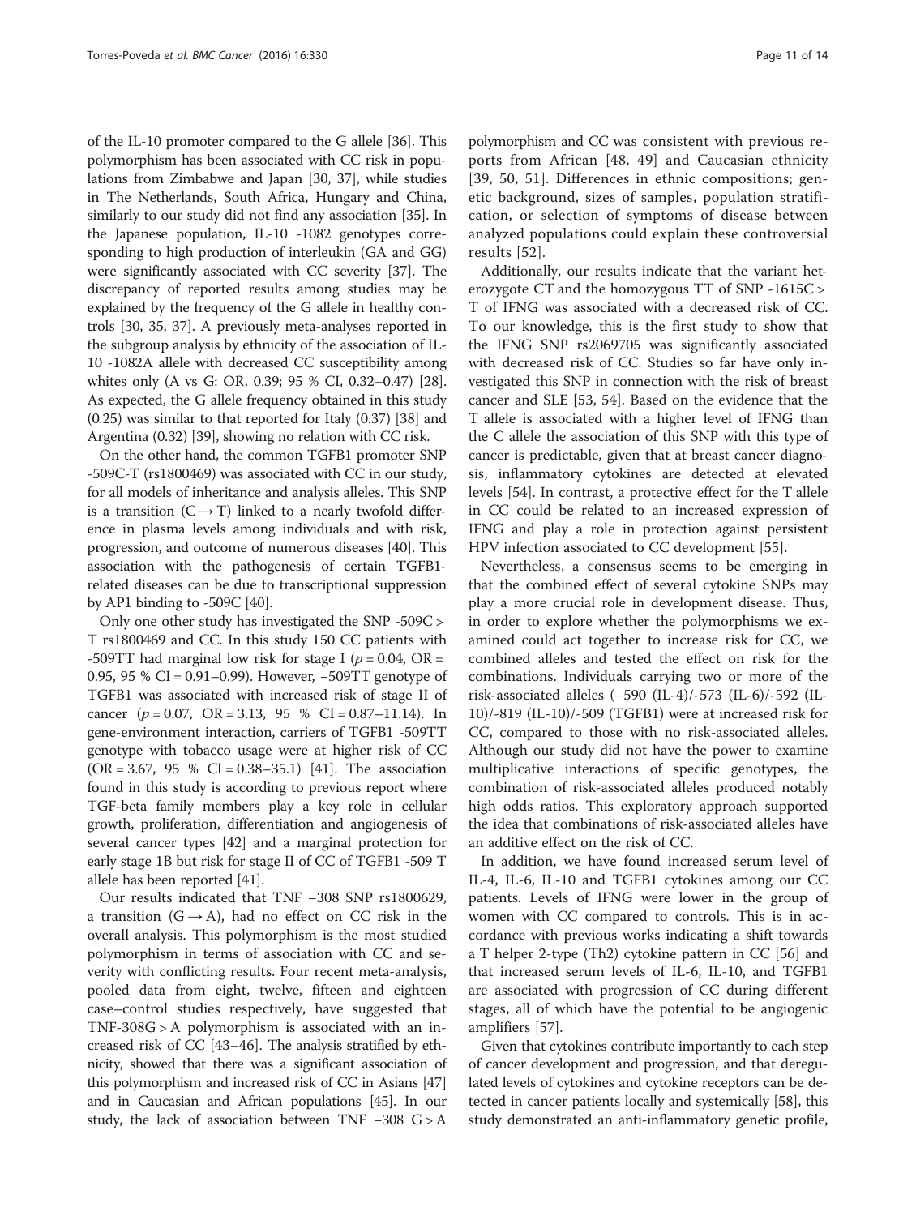of the IL-10 promoter compared to the G allele [36]. This polymorphism has been associated with CC risk in populations from Zimbabwe and Japan [30, 37], while studies in The Netherlands, South Africa, Hungary and China, similarly to our study did not find any association [35]. In the Japanese population, IL-10 -1082 genotypes corresponding to high production of interleukin (GA and GG) were significantly associated with CC severity [37]. The discrepancy of reported results among studies may be explained by the frequency of the G allele in healthy controls [30, 35, 37]. A previously meta-analyses reported in the subgroup analysis by ethnicity of the association of IL-10 -1082A allele with decreased CC susceptibility among whites only (A vs G: OR, 0.39; 95 % CI, 0.32–0.47) [28]. As expected, the G allele frequency obtained in this study (0.25) was similar to that reported for Italy (0.37) [38] and Argentina (0.32) [39], showing no relation with CC risk.

On the other hand, the common TGFB1 promoter SNP -509C-T (rs1800469) was associated with CC in our study, for all models of inheritance and analysis alleles. This SNP is a transition (C → T) linked to a nearly twofold difference in plasma levels among individuals and with risk, progression, and outcome of numerous diseases [40]. This association with the pathogenesis of certain TGFB1-related diseases can be due to transcriptional suppression by AP1 binding to -509C [40].

Only one other study has investigated the SNP -509C > T rs1800469 and CC. In this study 150 CC patients with -509TT had marginal low risk for stage I ($p = 0.04$, OR = 0.95, 95 % CI = 0.91–0.99). However, −509TT genotype of TGFB1 was associated with increased risk of stage II of cancer ($p = 0.07$, OR = 3.13, 95 % CI = 0.87–11.14). In gene-environment interaction, carriers of TGFB1 -509TT genotype with tobacco usage were at higher risk of CC (OR = 3.67, 95 % CI = 0.38–35.1) [41]. The association found in this study is according to previous report where TGF-beta family members play a key role in cellular growth, proliferation, differentiation and angiogenesis of several cancer types [42] and a marginal protection for early stage 1B but risk for stage II of CC of TGFB1 -509 T allele has been reported [41].

Our results indicated that TNF −308 SNP rs1800629, a transition (G → A), had no effect on CC risk in the overall analysis. This polymorphism is the most studied polymorphism in terms of association with CC and severity with conflicting results. Four recent meta-analysis, pooled data from eight, twelve, fifteen and eighteen case–control studies respectively, have suggested that TNF-308G > A polymorphism is associated with an increased risk of CC [43–46]. The analysis stratified by ethnicity, showed that there was a significant association of this polymorphism and increased risk of CC in Asians [47] and in Caucasian and African populations [45]. In our study, the lack of association between TNF −308 G > A polymorphism and CC was consistent with previous reports from African [48, 49] and Caucasian ethnicity [39, 50, 51]. Differences in ethnic compositions; genetic background, sizes of samples, population stratification, or selection of symptoms of disease between analyzed populations could explain these controversial results [52].

Additionally, our results indicate that the variant heterozygote CT and the homozygous TT of SNP -1615C > T of IFNG was associated with a decreased risk of CC. To our knowledge, this is the first study to show that the IFNG SNP rs2069705 was significantly associated with decreased risk of CC. Studies so far have only investigated this SNP in connection with the risk of breast cancer and SLE [53, 54]. Based on the evidence that the T allele is associated with a higher level of IFNG than the C allele the association of this SNP with this type of cancer is predictable, given that at breast cancer diagnosis, inflammatory cytokines are detected at elevated levels [54]. In contrast, a protective effect for the T allele in CC could be related to an increased expression of IFNG and play a role in protection against persistent HPV infection associated to CC development [55].

Nevertheless, a consensus seems to be emerging in that the combined effect of several cytokine SNPs may play a more crucial role in development disease. Thus, in order to explore whether the polymorphisms we examined could act together to increase risk for CC, we combined alleles and tested the effect on risk for the combinations. Individuals carrying two or more of the risk-associated alleles (−590 (IL-4)/-573 (IL-6)/-592 (IL-10)/-819 (IL-10)/-509 (TGFB1) were at increased risk for CC, compared to those with no risk-associated alleles. Although our study did not have the power to examine multiplicative interactions of specific genotypes, the combination of risk-associated alleles produced notably high odds ratios. This exploratory approach supported the idea that combinations of risk-associated alleles have an additive effect on the risk of CC.

In addition, we have found increased serum level of IL-4, IL-6, IL-10 and TGFB1 cytokines among our CC patients. Levels of IFNG were lower in the group of women with CC compared to controls. This is in accordance with previous works indicating a shift towards a T helper 2-type (Th2) cytokine pattern in CC [56] and that increased serum levels of IL-6, IL-10, and TGFB1 are associated with progression of CC during different stages, all of which have the potential to be angiogenic amplifiers [57].

Given that cytokines contribute importantly to each step of cancer development and progression, and that deregulated levels of cytokines and cytokine receptors can be detected in cancer patients locally and systemically [58], this study demonstrated an anti-inflammatory genetic profile,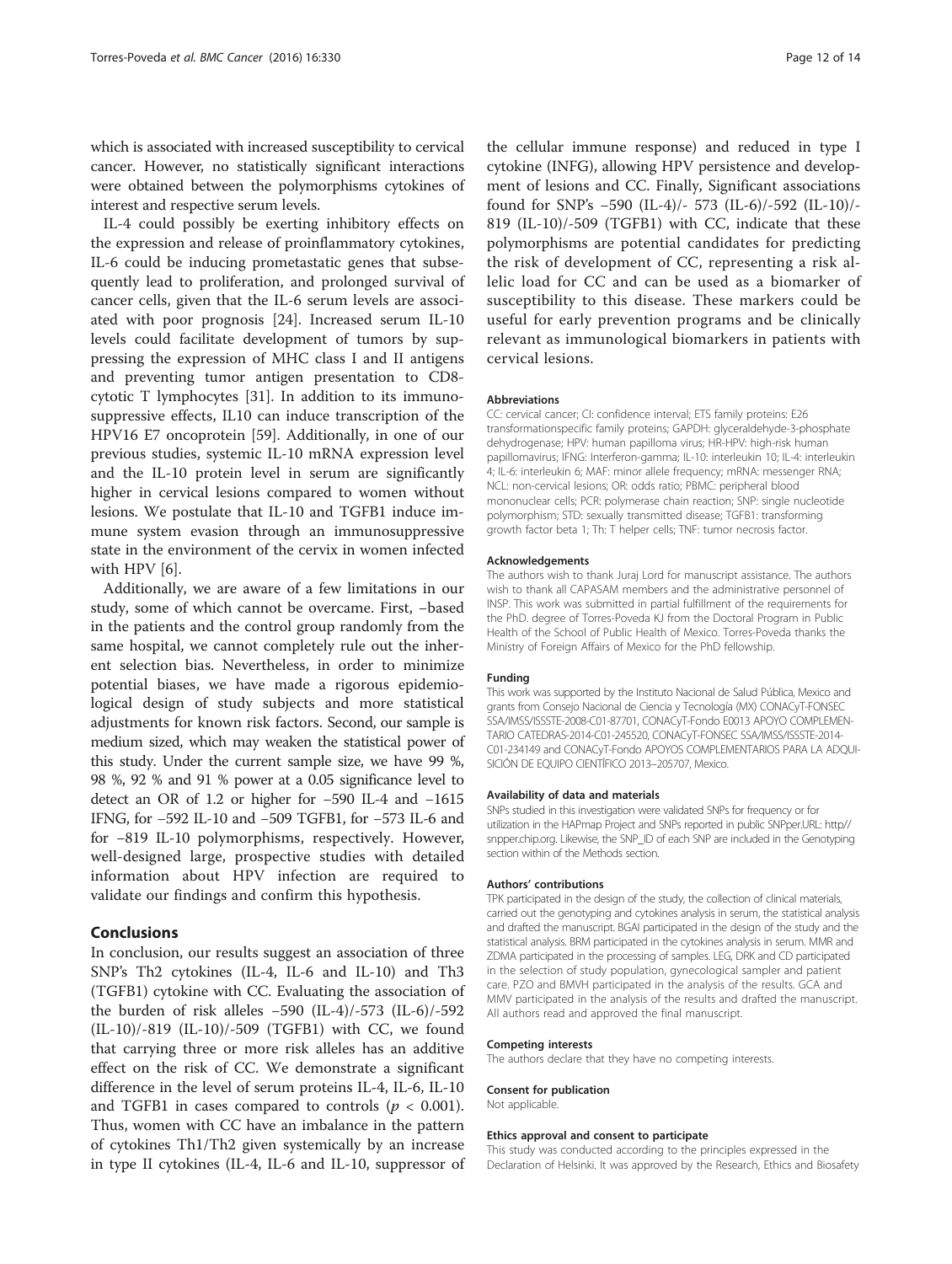which is associated with increased susceptibility to cervical cancer. However, no statistically significant interactions were obtained between the polymorphisms cytokines of interest and respective serum levels.

IL-4 could possibly be exerting inhibitory effects on the expression and release of proinflammatory cytokines, IL-6 could be inducing prometastatic genes that subsequently lead to proliferation, and prolonged survival of cancer cells, given that the IL-6 serum levels are associated with poor prognosis [24]. Increased serum IL-10 levels could facilitate development of tumors by suppressing the expression of MHC class I and II antigens and preventing tumor antigen presentation to CD8-cytotic T lymphocytes [31]. In addition to its immunosuppressive effects, IL10 can induce transcription of the HPV16 E7 oncoprotein [59]. Additionally, in one of our previous studies, systemic IL-10 mRNA expression level and the IL-10 protein level in serum are significantly higher in cervical lesions compared to women without lesions. We postulate that IL-10 and TGFB1 induce immune system evasion through an immunosuppressive state in the environment of the cervix in women infected with HPV [6].

Additionally, we are aware of a few limitations in our study, some of which cannot be overcame. First, –based in the patients and the control group randomly from the same hospital, we cannot completely rule out the inherent selection bias. Nevertheless, in order to minimize potential biases, we have made a rigorous epidemiological design of study subjects and more statistical adjustments for known risk factors. Second, our sample is medium sized, which may weaken the statistical power of this study. Under the current sample size, we have 99 %, 98 %, 92 % and 91 % power at a 0.05 significance level to detect an OR of 1.2 or higher for −590 IL-4 and −1615 IFNG, for −592 IL-10 and −509 TGFB1, for −573 IL-6 and for −819 IL-10 polymorphisms, respectively. However, well-designed large, prospective studies with detailed information about HPV infection are required to validate our findings and confirm this hypothesis.

## Conclusions

In conclusion, our results suggest an association of three SNP's Th2 cytokines (IL-4, IL-6 and IL-10) and Th3 (TGFB1) cytokine with CC. Evaluating the association of the burden of risk alleles −590 (IL-4)/-573 (IL-6)/-592 (IL-10)/-819 (IL-10)/-509 (TGFB1) with CC, we found that carrying three or more risk alleles has an additive effect on the risk of CC. We demonstrate a significant difference in the level of serum proteins IL-4, IL-6, IL-10 and TGFB1 in cases compared to controls ($p < 0.001$). Thus, women with CC have an imbalance in the pattern of cytokines Th1/Th2 given systemically by an increase in type II cytokines (IL-4, IL-6 and IL-10, suppressor of the cellular immune response) and reduced in type I cytokine (INFG), allowing HPV persistence and development of lesions and CC. Finally, Significant associations found for SNP's −590 (IL-4)/- 573 (IL-6)/-592 (IL-10)/-819 (IL-10)/-509 (TGFB1) with CC, indicate that these polymorphisms are potential candidates for predicting the risk of development of CC, representing a risk allelic load for CC and can be used as a biomarker of susceptibility to this disease. These markers could be useful for early prevention programs and be clinically relevant as immunological biomarkers in patients with cervical lesions.

#### Abbreviations

CC: cervical cancer; CI: confidence interval; ETS family proteins: E26 transformationspecific family proteins; GAPDH: glyceraldehyde-3-phosphate dehydrogenase; HPV: human papilloma virus; HR-HPV: high-risk human papillomavirus; IFNG: Interferon-gamma; IL-10: interleukin 10; IL-4: interleukin 4; IL-6: interleukin 6; MAF: minor allele frequency; mRNA: messenger RNA; NCL: non-cervical lesions; OR: odds ratio; PBMC: peripheral blood mononuclear cells; PCR: polymerase chain reaction; SNP: single nucleotide polymorphism; STD: sexually transmitted disease; TGFB1: transforming growth factor beta 1; Th: T helper cells; TNF: tumor necrosis factor.

#### Acknowledgements

The authors wish to thank Juraj Lord for manuscript assistance. The authors wish to thank all CAPASAM members and the administrative personnel of INSP. This work was submitted in partial fulfillment of the requirements for the PhD. degree of Torres-Poveda KJ from the Doctoral Program in Public Health of the School of Public Health of Mexico. Torres-Poveda thanks the Ministry of Foreign Affairs of Mexico for the PhD fellowship.

#### Funding

This work was supported by the Instituto Nacional de Salud Pública, Mexico and grants from Consejo Nacional de Ciencia y Tecnología (MX) CONACyT-FONSEC SSA/IMSS/ISSSTE-2008-C01-87701, CONACyT-Fondo E0013 APOYO COMPLEMENTARIO CATEDRAS-2014-C01-245520, CONACyT-FONSEC SSA/IMSS/ISSSTE-2014-C01-234149 and CONACyT-Fondo APOYOS COMPLEMENTARIOS PARA LA ADQUISICIÓN DE EQUIPO CIENTÍFICO 2013–205707, Mexico.

#### Availability of data and materials

SNPs studied in this investigation were validated SNPs for frequency or for utilization in the HAPmap Project and SNPs reported in public SNPper.URL: http// snpper.chip.org. Likewise, the SNP_ID of each SNP are included in the Genotyping section within of the Methods section.

#### Authors' contributions

TPK participated in the design of the study, the collection of clinical materials, carried out the genotyping and cytokines analysis in serum, the statistical analysis and drafted the manuscript. BGAI participated in the design of the study and the statistical analysis. BRM participated in the cytokines analysis in serum. MMR and ZDMA participated in the processing of samples. LEG, DRK and CD participated in the selection of study population, gynecological sampler and patient care. PZO and BMVH participated in the analysis of the results. GCA and MMV participated in the analysis of the results and drafted the manuscript. All authors read and approved the final manuscript.

#### Competing interests

The authors declare that they have no competing interests.

#### Consent for publication

Not applicable.

#### Ethics approval and consent to participate

This study was conducted according to the principles expressed in the Declaration of Helsinki. It was approved by the Research, Ethics and Biosafety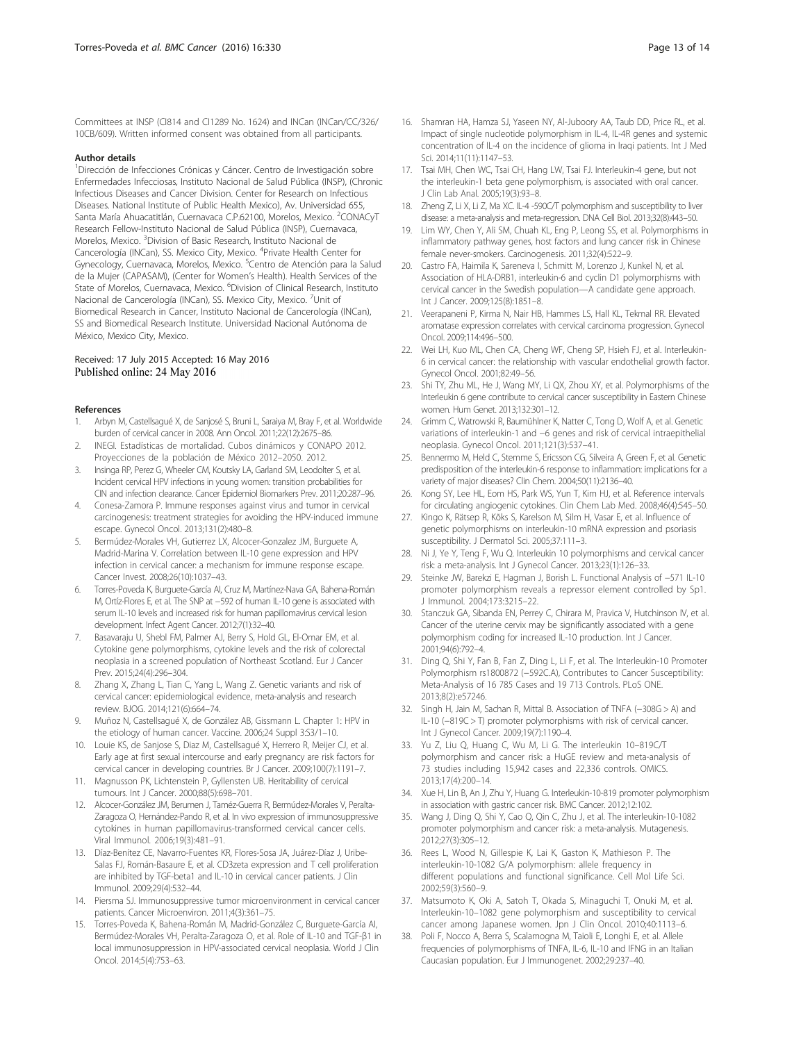Committees at INSP (CI814 and CI1289 No. 1624) and INCan (INCan/CC/326/10CB/609). Written informed consent was obtained from all participants.

#### Author details

[1]Dirección de Infecciones Crónicas y Cáncer. Centro de Investigación sobre Enfermedades Infecciosas, Instituto Nacional de Salud Pública (INSP), (Chronic Infectious Diseases and Cancer Division. Center for Research on Infectious Diseases. National Institute of Public Health Mexico), Av. Universidad 655, Santa María Ahuacatitlán, Cuernavaca C.P.62100, Morelos, Mexico. [2]CONACyT Research Fellow-Instituto Nacional de Salud Pública (INSP), Cuernavaca, Morelos, Mexico. [3]Division of Basic Research, Instituto Nacional de Cancerología (INCan), SS. Mexico City, Mexico. [4]Private Health Center for Gynecology, Cuernavaca, Morelos, Mexico. [5]Centro de Atención para la Salud de la Mujer (CAPASAM), (Center for Women's Health). Health Services of the State of Morelos, Cuernavaca, Mexico. [6]Division of Clinical Research, Instituto Nacional de Cancerología (INCan), SS. Mexico City, Mexico. [7]Unit of Biomedical Research in Cancer, Instituto Nacional de Cancerología (INCan), SS and Biomedical Research Institute. Universidad Nacional Autónoma de México, Mexico City, Mexico.

Received: 17 July 2015 Accepted: 16 May 2016
Published online: 24 May 2016

#### References

1. Arbyn M, Castellsagué X, de Sanjosé S, Bruni L, Saraiya M, Bray F, et al. Worldwide burden of cervical cancer in 2008. Ann Oncol. 2011;22(12):2675–86.
2. INEGI. Estadísticas de mortalidad. Cubos dinámicos y CONAPO 2012. Proyecciones de la población de México 2012–2050. 2012.
3. Insinga RP, Perez G, Wheeler CM, Koutsky LA, Garland SM, Leodolter S, et al. Incident cervical HPV infections in young women: transition probabilities for CIN and infection clearance. Cancer Epidemiol Biomarkers Prev. 2011;20:287–96.
4. Conesa-Zamora P. Immune responses against virus and tumor in cervical carcinogenesis: treatment strategies for avoiding the HPV-induced immune escape. Gynecol Oncol. 2013;131(2):480–8.
5. Bermúdez-Morales VH, Gutierrez LX, Alcocer-Gonzalez JM, Burguete A, Madrid-Marina V. Correlation between IL-10 gene expression and HPV infection in cervical cancer: a mechanism for immune response escape. Cancer Invest. 2008;26(10):1037–43.
6. Torres-Poveda K, Burguete-García AI, Cruz M, Martínez-Nava GA, Bahena-Román M, Ortíz-Flores E, et al. The SNP at −592 of human IL-10 gene is associated with serum IL-10 levels and increased risk for human papillomavirus cervical lesion development. Infect Agent Cancer. 2012;7(1):32–40.
7. Basavaraju U, Shebl FM, Palmer AJ, Berry S, Hold GL, El-Omar EM, et al. Cytokine gene polymorphisms, cytokine levels and the risk of colorectal neoplasia in a screened population of Northeast Scotland. Eur J Cancer Prev. 2015;24(4):296–304.
8. Zhang X, Zhang L, Tian C, Yang L, Wang Z. Genetic variants and risk of cervical cancer: epidemiological evidence, meta-analysis and research review. BJOG. 2014;121(6):664–74.
9. Muñoz N, Castellsagué X, de González AB, Gissmann L. Chapter 1: HPV in the etiology of human cancer. Vaccine. 2006;24 Suppl 3:S3/1–10.
10. Louie KS, de Sanjose S, Diaz M, Castellsagué X, Herrero R, Meijer CJ, et al. Early age at first sexual intercourse and early pregnancy are risk factors for cervical cancer in developing countries. Br J Cancer. 2009;100(7):1191–7.
11. Magnusson PK, Lichtenstein P, Gyllensten UB. Heritability of cervical tumours. Int J Cancer. 2000;88(5):698–701.
12. Alcocer-González JM, Berumen J, Taméz-Guerra R, Bermúdez-Morales V, Peralta-Zaragoza O, Hernández-Pando R, et al. In vivo expression of immunosuppressive cytokines in human papillomavirus-transformed cervical cancer cells. Viral Immunol. 2006;19(3):481–91.
13. Díaz-Benítez CE, Navarro-Fuentes KR, Flores-Sosa JA, Juárez-Díaz J, Uribe-Salas FJ, Román-Basaure E, et al. CD3zeta expression and T cell proliferation are inhibited by TGF-beta1 and IL-10 in cervical cancer patients. J Clin Immunol. 2009;29(4):532–44.
14. Piersma SJ. Immunosuppressive tumor microenvironment in cervical cancer patients. Cancer Microenviron. 2011;4(3):361–75.
15. Torres-Poveda K, Bahena-Román M, Madrid-González C, Burguete-García AI, Bermúdez-Morales VH, Peralta-Zaragoza O, et al. Role of IL-10 and TGF-β1 in local immunosuppression in HPV-associated cervical neoplasia. World J Clin Oncol. 2014;5(4):753–63.
16. Shamran HA, Hamza SJ, Yaseen NY, Al-Juboory AA, Taub DD, Price RL, et al. Impact of single nucleotide polymorphism in IL-4, IL-4R genes and systemic concentration of IL-4 on the incidence of glioma in Iraqi patients. Int J Med Sci. 2014;11(11):1147–53.
17. Tsai MH, Chen WC, Tsai CH, Hang LW, Tsai FJ. Interleukin-4 gene, but not the interleukin-1 beta gene polymorphism, is associated with oral cancer. J Clin Lab Anal. 2005;19(3):93–8.
18. Zheng Z, Li X, Li Z, Ma XC. IL-4 -590C/T polymorphism and susceptibility to liver disease: a meta-analysis and meta-regression. DNA Cell Biol. 2013;32(8):443–50.
19. Lim WY, Chen Y, Ali SM, Chuah KL, Eng P, Leong SS, et al. Polymorphisms in inflammatory pathway genes, host factors and lung cancer risk in Chinese female never-smokers. Carcinogenesis. 2011;32(4):522–9.
20. Castro FA, Haimila K, Sareneva I, Schmitt M, Lorenzo J, Kunkel N, et al. Association of HLA-DRB1, interleukin-6 and cyclin D1 polymorphisms with cervical cancer in the Swedish population—A candidate gene approach. Int J Cancer. 2009;125(8):1851–8.
21. Veerapaneni P, Kirma N, Nair HB, Hammes LS, Hall KL, Tekmal RR. Elevated aromatase expression correlates with cervical carcinoma progression. Gynecol Oncol. 2009;114:496–500.
22. Wei LH, Kuo ML, Chen CA, Cheng WF, Cheng SP, Hsieh FJ, et al. Interleukin-6 in cervical cancer: the relationship with vascular endothelial growth factor. Gynecol Oncol. 2001;82:49–56.
23. Shi TY, Zhu ML, He J, Wang MY, Li QX, Zhou XY, et al. Polymorphisms of the Interleukin 6 gene contribute to cervical cancer susceptibility in Eastern Chinese women. Hum Genet. 2013;132:301–12.
24. Grimm C, Watrowski R, Baumühlner K, Natter C, Tong D, Wolf A, et al. Genetic variations of interleukin-1 and −6 genes and risk of cervical intraepithelial neoplasia. Gynecol Oncol. 2011;121(3):537–41.
25. Bennermo M, Held C, Stemme S, Ericsson CG, Silveira A, Green F, et al. Genetic predisposition of the interleukin-6 response to inflammation: implications for a variety of major diseases? Clin Chem. 2004;50(11):2136–40.
26. Kong SY, Lee HL, Eom HS, Park WS, Yun T, Kim HJ, et al. Reference intervals for circulating angiogenic cytokines. Clin Chem Lab Med. 2008;46(4):545–50.
27. Kingo K, Rätsep R, Kõks S, Karelson M, Silm H, Vasar E, et al. Influence of genetic polymorphisms on interleukin-10 mRNA expression and psoriasis susceptibility. J Dermatol Sci. 2005;37:111–3.
28. Ni J, Ye Y, Teng F, Wu Q. Interleukin 10 polymorphisms and cervical cancer risk: a meta-analysis. Int J Gynecol Cancer. 2013;23(1):126–33.
29. Steinke JW, Barekzi E, Hagman J, Borish L. Functional Analysis of −571 IL-10 promoter polymorphism reveals a repressor element controlled by Sp1. J Immunol. 2004;173:3215–22.
30. Stanczuk GA, Sibanda EN, Perrey C, Chirara M, Pravica V, Hutchinson IV, et al. Cancer of the uterine cervix may be significantly associated with a gene polymorphism coding for increased IL-10 production. Int J Cancer. 2001;94(6):792–4.
31. Ding Q, Shi Y, Fan B, Fan Z, Ding L, Li F, et al. The Interleukin-10 Promoter Polymorphism rs1800872 (−592C.A), Contributes to Cancer Susceptibility: Meta-Analysis of 16 785 Cases and 19 713 Controls. PLoS ONE. 2013;8(2):e57246.
32. Singh H, Jain M, Sachan R, Mittal B. Association of TNFA (−308G > A) and IL-10 (−819C > T) promoter polymorphisms with risk of cervical cancer. Int J Gynecol Cancer. 2009;19(7):1190–4.
33. Yu Z, Liu Q, Huang C, Wu M, Li G. The interleukin 10–819C/T polymorphism and cancer risk: a HuGE review and meta-analysis of 73 studies including 15,942 cases and 22,336 controls. OMICS. 2013;17(4):200–14.
34. Xue H, Lin B, An J, Zhu Y, Huang G. Interleukin-10-819 promoter polymorphism in association with gastric cancer risk. BMC Cancer. 2012;12:102.
35. Wang J, Ding Q, Shi Y, Cao Q, Qin C, Zhu J, et al. The interleukin-10-1082 promoter polymorphism and cancer risk: a meta-analysis. Mutagenesis. 2012;27(3):305–12.
36. Rees L, Wood N, Gillespie K, Lai K, Gaston K, Mathieson P. The interleukin-10-1082 G/A polymorphism: allele frequency in different populations and functional significance. Cell Mol Life Sci. 2002;59(3):560–9.
37. Matsumoto K, Oki A, Satoh T, Okada S, Minaguchi T, Onuki M, et al. Interleukin-10–1082 gene polymorphism and susceptibility to cervical cancer among Japanese women. Jpn J Clin Oncol. 2010;40:1113–6.
38. Poli F, Nocco A, Berra S, Scalamogna M, Taioli E, Longhi E, et al. Allele frequencies of polymorphisms of TNFA, IL-6, IL-10 and IFNG in an Italian Caucasian population. Eur J Immunogenet. 2002;29:237–40.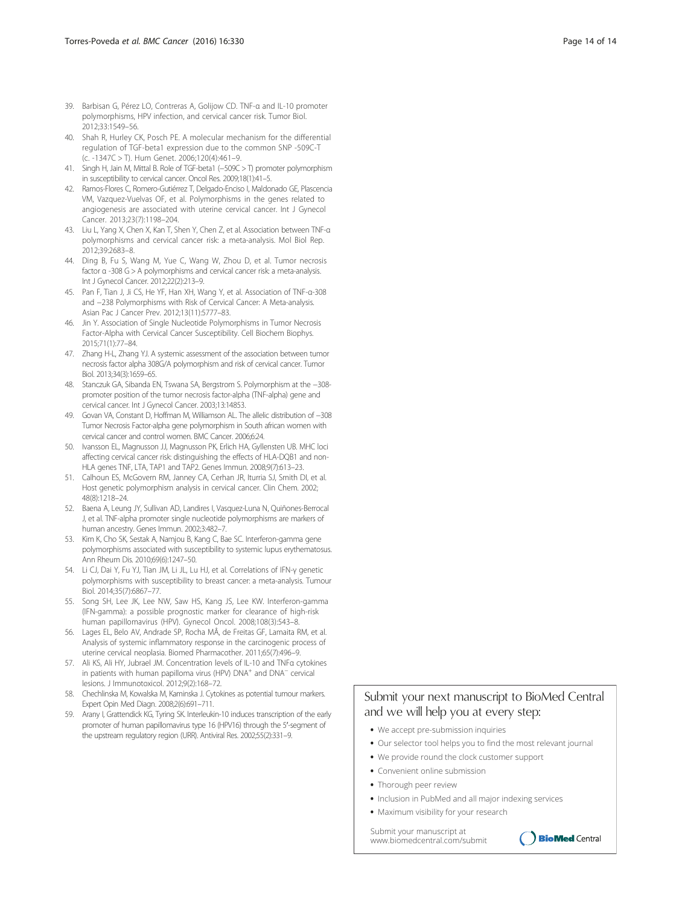39. Barbisan G, Pérez LO, Contreras A, Golijow CD. TNF-α and IL-10 promoter polymorphisms, HPV infection, and cervical cancer risk. Tumor Biol. 2012;33:1549–56.
40. Shah R, Hurley CK, Posch PE. A molecular mechanism for the differential regulation of TGF-beta1 expression due to the common SNP -509C-T (c. -1347C > T). Hum Genet. 2006;120(4):461–9.
41. Singh H, Jain M, Mittal B. Role of TGF-beta1 (−509C > T) promoter polymorphism in susceptibility to cervical cancer. Oncol Res. 2009;18(1):41–5.
42. Ramos-Flores C, Romero-Gutiérrez T, Delgado-Enciso I, Maldonado GE, Plascencia VM, Vazquez-Vuelvas OF, et al. Polymorphisms in the genes related to angiogenesis are associated with uterine cervical cancer. Int J Gynecol Cancer. 2013;23(7):1198–204.
43. Liu L, Yang X, Chen X, Kan T, Shen Y, Chen Z, et al. Association between TNF-α polymorphisms and cervical cancer risk: a meta-analysis. Mol Biol Rep. 2012;39:2683–8.
44. Ding B, Fu S, Wang M, Yue C, Wang W, Zhou D, et al. Tumor necrosis factor α -308 G > A polymorphisms and cervical cancer risk: a meta-analysis. Int J Gynecol Cancer. 2012;22(2):213–9.
45. Pan F, Tian J, Ji CS, He YF, Han XH, Wang Y, et al. Association of TNF-α-308 and −238 Polymorphisms with Risk of Cervical Cancer: A Meta-analysis. Asian Pac J Cancer Prev. 2012;13(11):5777–83.
46. Jin Y. Association of Single Nucleotide Polymorphisms in Tumor Necrosis Factor-Alpha with Cervical Cancer Susceptibility. Cell Biochem Biophys. 2015;71(1):77–84.
47. Zhang H-L, Zhang YJ. A systemic assessment of the association between tumor necrosis factor alpha 308G/A polymorphism and risk of cervical cancer. Tumor Biol. 2013;34(3):1659–65.
48. Stanczuk GA, Sibanda EN, Tswana SA, Bergstrom S. Polymorphism at the −308-promoter position of the tumor necrosis factor-alpha (TNF-alpha) gene and cervical cancer. Int J Gynecol Cancer. 2003;13:14853.
49. Govan VA, Constant D, Hoffman M, Williamson AL. The allelic distribution of −308 Tumor Necrosis Factor-alpha gene polymorphism in South african women with cervical cancer and control women. BMC Cancer. 2006;6:24.
50. Ivansson EL, Magnusson JJ, Magnusson PK, Erlich HA, Gyllensten UB. MHC loci affecting cervical cancer risk: distinguishing the effects of HLA-DQB1 and non-HLA genes TNF, LTA, TAP1 and TAP2. Genes Immun. 2008;9(7):613–23.
51. Calhoun ES, McGovern RM, Janney CA, Cerhan JR, Iturria SJ, Smith DI, et al. Host genetic polymorphism analysis in cervical cancer. Clin Chem. 2002; 48(8):1218–24.
52. Baena A, Leung JY, Sullivan AD, Landires I, Vasquez-Luna N, Quiñones-Berrocal J, et al. TNF-alpha promoter single nucleotide polymorphisms are markers of human ancestry. Genes Immun. 2002;3:482–7.
53. Kim K, Cho SK, Sestak A, Namjou B, Kang C, Bae SC. Interferon-gamma gene polymorphisms associated with susceptibility to systemic lupus erythematosus. Ann Rheum Dis. 2010;69(6):1247–50.
54. Li CJ, Dai Y, Fu YJ, Tian JM, Li JL, Lu HJ, et al. Correlations of IFN-γ genetic polymorphisms with susceptibility to breast cancer: a meta-analysis. Tumour Biol. 2014;35(7):6867–77.
55. Song SH, Lee JK, Lee NW, Saw HS, Kang JS, Lee KW. Interferon-gamma (IFN-gamma): a possible prognostic marker for clearance of high-risk human papillomavirus (HPV). Gynecol Oncol. 2008;108(3):543–8.
56. Lages EL, Belo AV, Andrade SP, Rocha MÂ, de Freitas GF, Lamaita RM, et al. Analysis of systemic inflammatory response in the carcinogenic process of uterine cervical neoplasia. Biomed Pharmacother. 2011;65(7):496–9.
57. Ali KS, Ali HY, Jubrael JM. Concentration levels of IL-10 and TNFα cytokines in patients with human papilloma virus (HPV) DNA$^{+}$ and DNA$^{-}$ cervical lesions. J Immunotoxicol. 2012;9(2):168–72.
58. Chechlinska M, Kowalska M, Kaminska J. Cytokines as potential tumour markers. Expert Opin Med Diagn. 2008;2(6):691–711.
59. Arany I, Grattendick KG, Tyring SK. Interleukin-10 induces transcription of the early promoter of human papillomavirus type 16 (HPV16) through the 5′-segment of the upstream regulatory region (URR). Antiviral Res. 2002;55(2):331–9.

Submit your next manuscript to BioMed Central and we will help you at every step:

- We accept pre-submission inquiries
- Our selector tool helps you to find the most relevant journal
- We provide round the clock customer support
- Convenient online submission
- Thorough peer review
- Inclusion in PubMed and all major indexing services
- Maximum visibility for your research

Submit your manuscript at www.biomedcentral.com/submit

BioMed Central